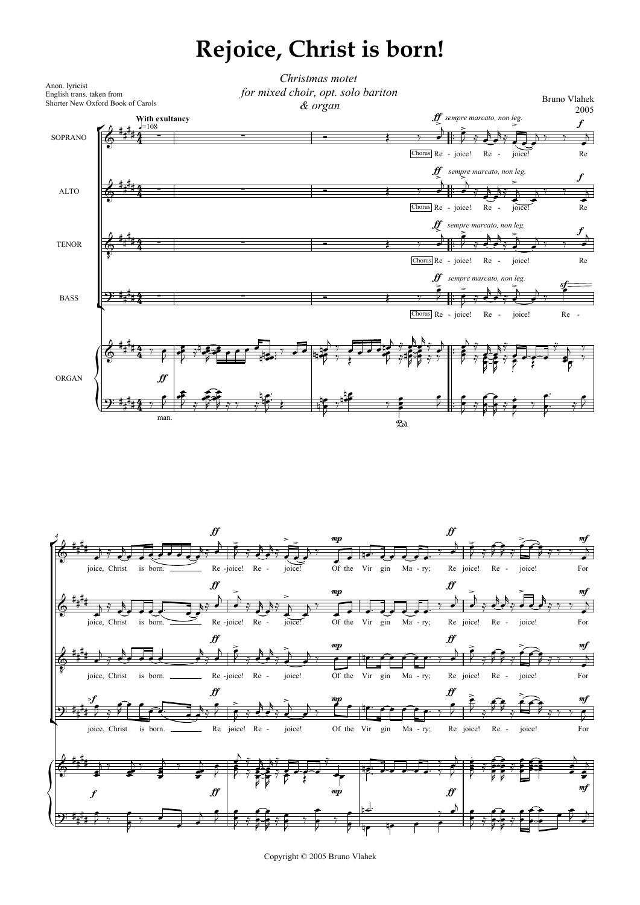# Rejoice, Christ is born!

*Christmas motet*
*for mixed choir, opt. solo bariton*
*& organ*

Anon. lyricist
English trans. taken from
Shorter New Oxford Book of Carols

Bruno Vlahek
2005

Copyright © 2005 Bruno Vlahek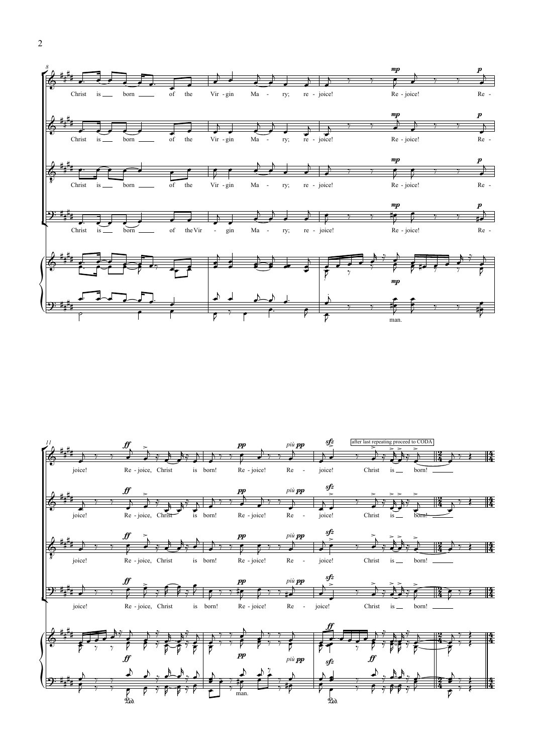Christ is born of the Virgin Mary; re - joice! Re - joice! Re - joice!

Re - joice, Christ is born! Re - joice! Re - joice! Christ is born!

after last repeating proceed to CODA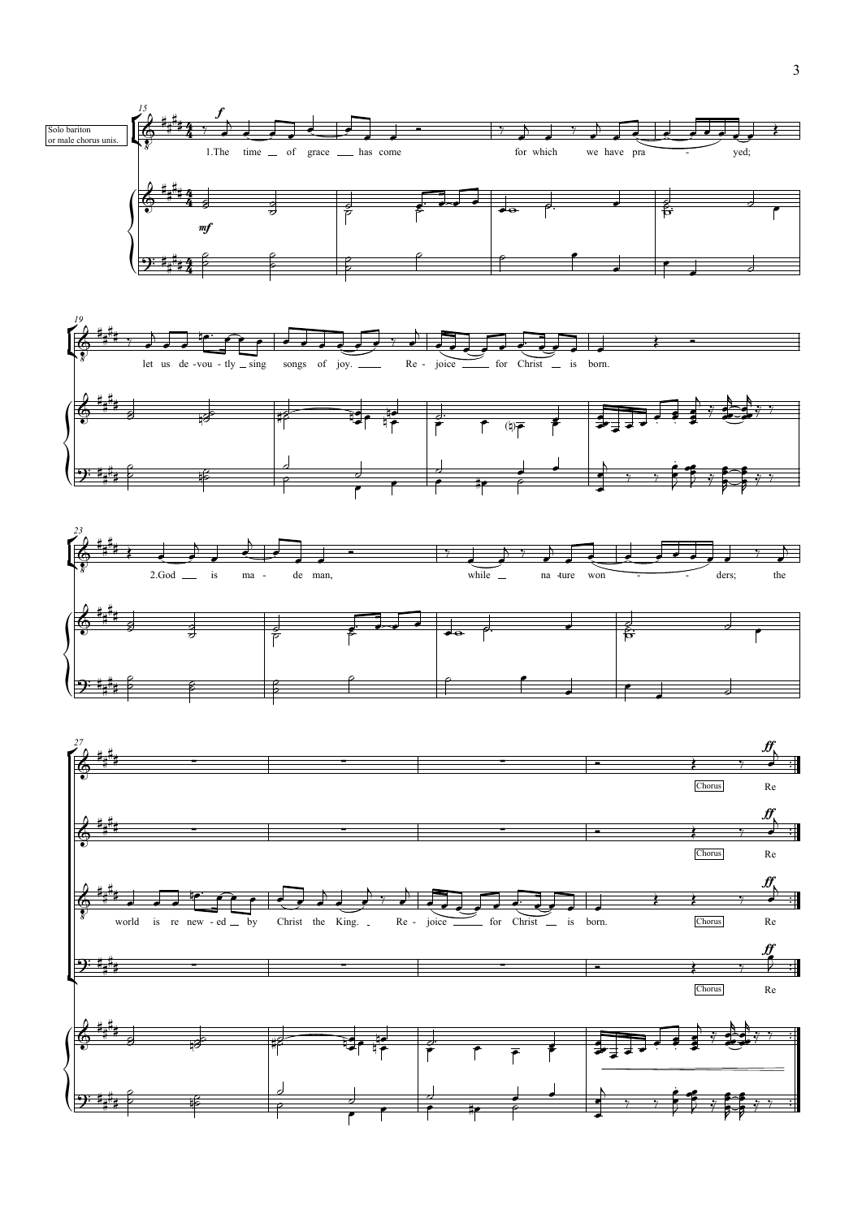Solo bariton or male chorus unis.

1.The time of grace has come for which we have pra - yed;

let us de-vou-tly sing songs of joy. Re - joice for Christ is born.

2.God is ma - de man, while na-ture won - ders; the

world is re new-ed by Christ the King. Re - joice for Christ is born.

Chorus Re

Chorus Re

Chorus Re

Chorus Re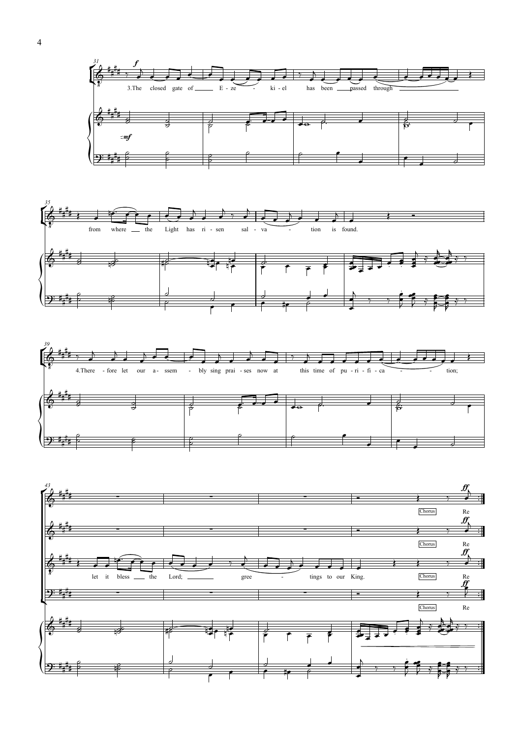3.The closed gate of E - ze - ki - el has been passed through from where the Light has ri - sen sal - va - tion is found.

4.There - fore let our a - ssem - bly sing prai - ses now at this time of pu - ri - fi - ca - tion; let it bless the Lord; gree - tings to our King.

Chorus Re

Chorus Re

Chorus Re

Chorus Re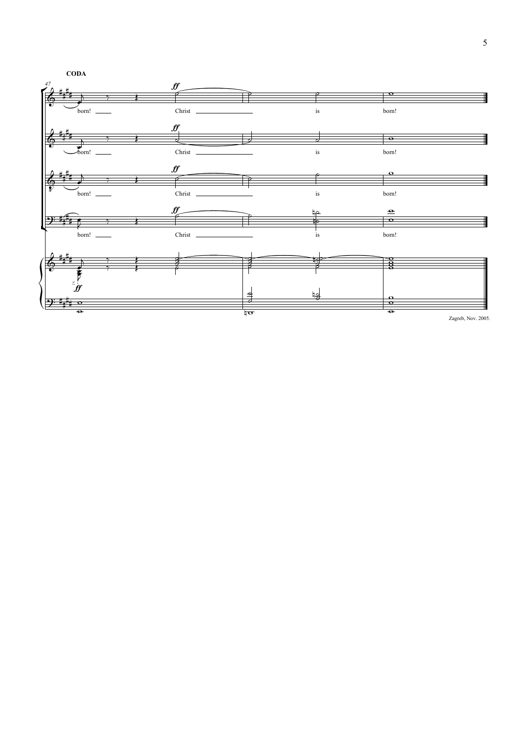**CODA**

born! Christ is born!

Zagreb, Nov. 2005.